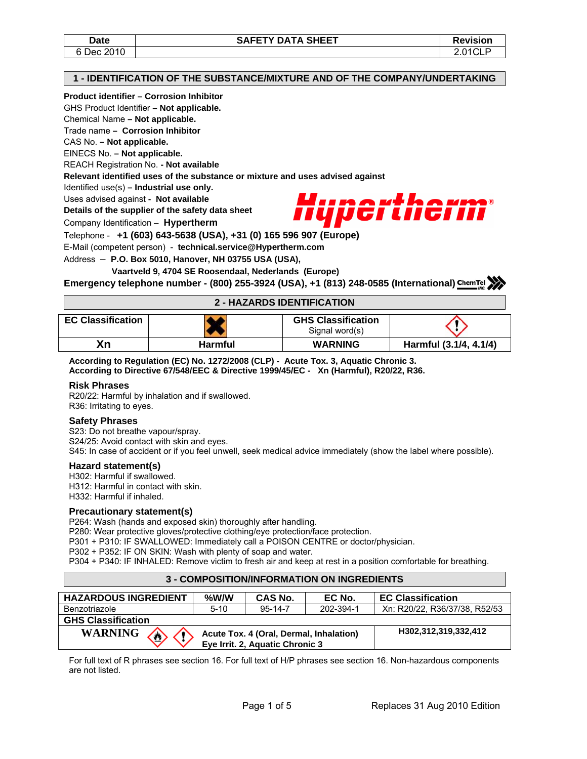| Date | SAFETY DATA SHEET | Revision |
|---|---|---|
| 6 Dec 2010 | | 2.01CLP |

## 1 - IDENTIFICATION OF THE SUBSTANCE/MIXTURE AND OF THE COMPANY/UNDERTAKING

**Product identifier – Corrosion Inhibitor**
GHS Product Identifier **– Not applicable.**
Chemical Name **– Not applicable.**
Trade name **– Corrosion Inhibitor**
CAS No. **– Not applicable.**
EINECS No. **– Not applicable.**
REACH Registration No. **- Not available**
**Relevant identified uses of the substance or mixture and uses advised against**
Identified use(s) **– Industrial use only.**
Uses advised against **- Not available**
**Details of the supplier of the safety data sheet**
Company Identification – **Hypertherm**
Telephone - **+1 (603) 643-5638 (USA), +31 (0) 165 596 907 (Europe)**
E-Mail (competent person) - **technical.service@Hypertherm.com**
Address – **P.O. Box 5010, Hanover, NH 03755 USA (USA),**
**Vaartveld 9, 4704 SE Roosendaal, Nederlands (Europe)**
**Emergency telephone number - (800) 255-3924 (USA), +1 (813) 248-0585 (International)** ChemTel Inc.

## 2 - HAZARDS IDENTIFICATION

| EC Classification | | GHS Classification Signal word(s) | |
|---|---|---|---|
| Xn | Harmful | WARNING | Harmful (3.1/4, 4.1/4) |

**According to Regulation (EC) No. 1272/2008 (CLP) - Acute Tox. 3, Aquatic Chronic 3.**
**According to Directive 67/548/EEC & Directive 1999/45/EC - Xn (Harmful), R20/22, R36.**

### Risk Phrases
R20/22: Harmful by inhalation and if swallowed.
R36: Irritating to eyes.

### Safety Phrases
S23: Do not breathe vapour/spray.
S24/25: Avoid contact with skin and eyes.
S45: In case of accident or if you feel unwell, seek medical advice immediately (show the label where possible).

### Hazard statement(s)
H302: Harmful if swallowed.
H312: Harmful in contact with skin.
H332: Harmful if inhaled.

### Precautionary statement(s)
P264: Wash (hands and exposed skin) thoroughly after handling.
P280: Wear protective gloves/protective clothing/eye protection/face protection.
P301 + P310: IF SWALLOWED: Immediately call a POISON CENTRE or doctor/physician.
P302 + P352: IF ON SKIN: Wash with plenty of soap and water.
P304 + P340: IF INHALED: Remove victim to fresh air and keep at rest in a position comfortable for breathing.

## 3 - COMPOSITION/INFORMATION ON INGREDIENTS

| HAZARDOUS INGREDIENT | %W/W | CAS No. | EC No. | EC Classification |
|---|---|---|---|---|
| Benzotriazole | 5-10 | 95-14-7 | 202-394-1 | Xn: R20/22, R36/37/38, R52/53 |
| **GHS Classification** | | | | |
| WARNING | | Acute Tox. 4 (Oral, Dermal, Inhalation) Eye Irrit. 2, Aquatic Chronic 3 | | H302,312,319,332,412 |

For full text of R phrases see section 16. For full text of H/P phrases see section 16. Non-hazardous components are not listed.

Replaces 31 Aug 2010 Edition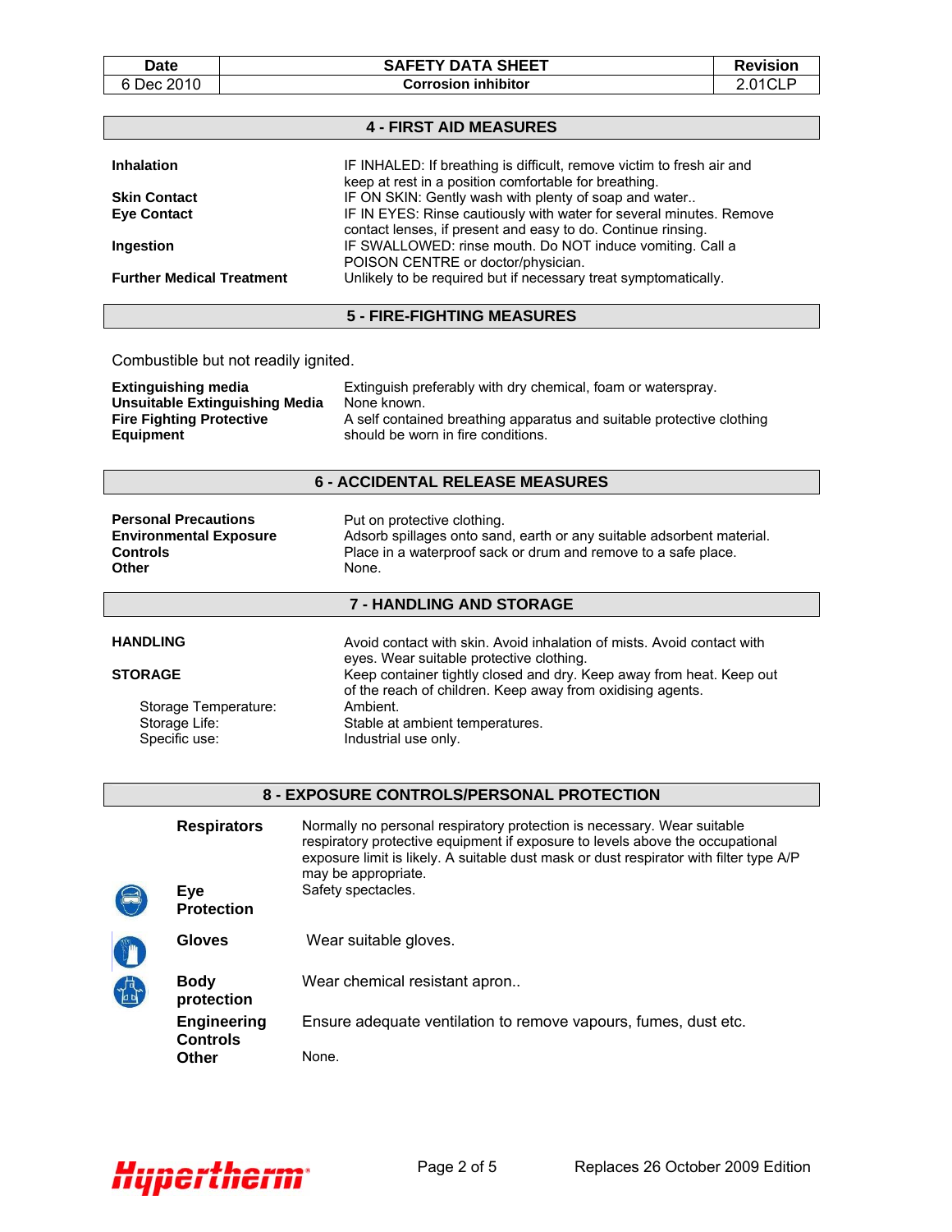## 4 - FIRST AID MEASURES

| | |
|---|---|
| **Inhalation** | IF INHALED: If breathing is difficult, remove victim to fresh air and keep at rest in a position comfortable for breathing. |
| **Skin Contact** | IF ON SKIN: Gently wash with plenty of soap and water.. |
| **Eye Contact** | IF IN EYES: Rinse cautiously with water for several minutes. Remove contact lenses, if present and easy to do. Continue rinsing. |
| **Ingestion** | IF SWALLOWED: rinse mouth. Do NOT induce vomiting. Call a POISON CENTRE or doctor/physician. |
| **Further Medical Treatment** | Unlikely to be required but if necessary treat symptomatically. |

## 5 - FIRE-FIGHTING MEASURES

Combustible but not readily ignited.

| | |
|---|---|
| **Extinguishing media** | Extinguish preferably with dry chemical, foam or waterspray. |
| **Unsuitable Extinguishing Media** | None known. |
| **Fire Fighting Protective Equipment** | A self contained breathing apparatus and suitable protective clothing should be worn in fire conditions. |

## 6 - ACCIDENTAL RELEASE MEASURES

| | |
|---|---|
| **Personal Precautions** | Put on protective clothing. |
| **Environmental Exposure Controls** | Adsorb spillages onto sand, earth or any suitable adsorbent material. Place in a waterproof sack or drum and remove to a safe place. |
| **Other** | None. |

## 7 - HANDLING AND STORAGE

| | |
|---|---|
| **HANDLING** | Avoid contact with skin. Avoid inhalation of mists. Avoid contact with eyes. Wear suitable protective clothing. |
| **STORAGE** | Keep container tightly closed and dry. Keep away from heat. Keep out of the reach of children. Keep away from oxidising agents. |
| Storage Temperature: | Ambient. |
| Storage Life: | Stable at ambient temperatures. |
| Specific use: | Industrial use only. |

## 8 - EXPOSURE CONTROLS/PERSONAL PROTECTION

| | |
|---|---|
| **Respirators** | Normally no personal respiratory protection is necessary. Wear suitable respiratory protective equipment if exposure to levels above the occupational exposure limit is likely. A suitable dust mask or dust respirator with filter type A/P may be appropriate. |
| **Eye Protection** | Safety spectacles. |
| **Gloves** | Wear suitable gloves. |
| **Body protection** | Wear chemical resistant apron.. |
| **Engineering Controls** | Ensure adequate ventilation to remove vapours, fumes, dust etc. |
| **Other** | None. |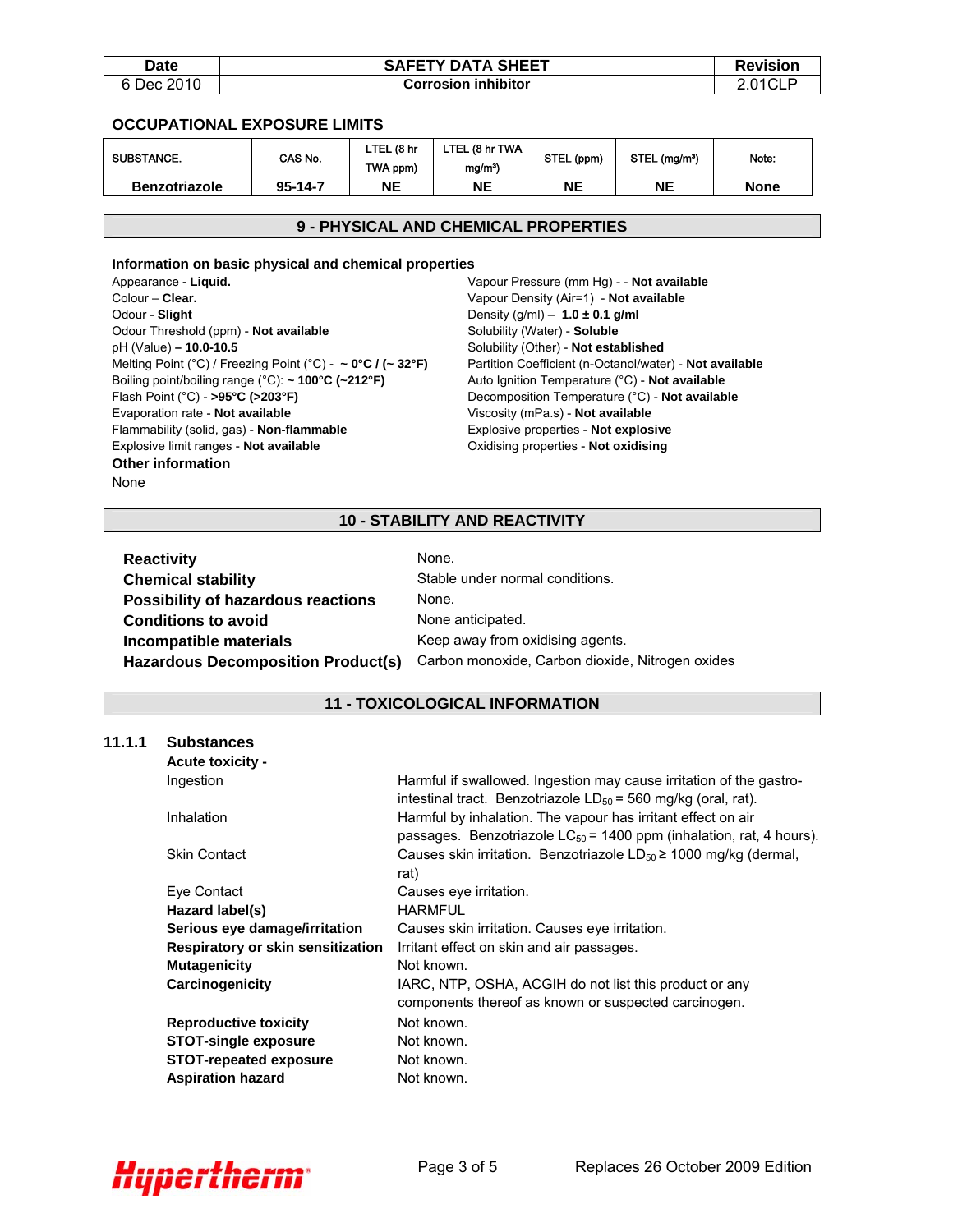## OCCUPATIONAL EXPOSURE LIMITS

| SUBSTANCE. | CAS No. | LTEL (8 hr TWA ppm) | LTEL (8 hr TWA mg/m³) | STEL (ppm) | STEL (mg/m³) | Note: |
|---|---|---|---|---|---|---|
| **Benzotriazole** | **95-14-7** | **NE** | **NE** | **NE** | **NE** | **None** |

## 9 - PHYSICAL AND CHEMICAL PROPERTIES

**Information on basic physical and chemical properties**

Appearance **- Liquid.**
Colour – **Clear.**
Odour - **Slight**
Odour Threshold (ppm) - **Not available**
pH (Value) **– 10.0-10.5**
Melting Point (°C) / Freezing Point (°C) **- ~ 0°C / (~ 32°F)**
Boiling point/boiling range (°C): **~ 100°C (~212°F)**
Flash Point (°C) **- >95°C (>203°F)**
Evaporation rate - **Not available**
Flammability (solid, gas) - **Non-flammable**
Explosive limit ranges - **Not available**
Vapour Pressure (mm Hg) - - **Not available**
Vapour Density (Air=1) - **Not available**
Density (g/ml) – **1.0 ± 0.1 g/ml**
Solubility (Water) - **Soluble**
Solubility (Other) - **Not established**
Partition Coefficient (n-Octanol/water) - **Not available**
Auto Ignition Temperature (°C) - **Not available**
Decomposition Temperature (°C) - **Not available**
Viscosity (mPa.s) - **Not available**
Explosive properties - **Not explosive**
Oxidising properties - **Not oxidising**

**Other information**

None

## 10 - STABILITY AND REACTIVITY

| | |
|---|---|
| **Reactivity** | None. |
| **Chemical stability** | Stable under normal conditions. |
| **Possibility of hazardous reactions** | None. |
| **Conditions to avoid** | None anticipated. |
| **Incompatible materials** | Keep away from oxidising agents. |
| **Hazardous Decomposition Product(s)** | Carbon monoxide, Carbon dioxide, Nitrogen oxides |

## 11 - TOXICOLOGICAL INFORMATION

### 11.1.1 Substances

**Acute toxicity -**

| | |
|---|---|
| Ingestion | Harmful if swallowed. Ingestion may cause irritation of the gastro-intestinal tract. Benzotriazole $LD_{50}$ = 560 mg/kg (oral, rat). |
| Inhalation | Harmful by inhalation. The vapour has irritant effect on air passages. Benzotriazole $LC_{50}$ = 1400 ppm (inhalation, rat, 4 hours). |
| Skin Contact | Causes skin irritation. Benzotriazole $LD_{50} \geq$ 1000 mg/kg (dermal, rat) |
| Eye Contact | Causes eye irritation. |
| **Hazard label(s)** | HARMFUL |
| **Serious eye damage/irritation** | Causes skin irritation. Causes eye irritation. |
| **Respiratory or skin sensitization** | Irritant effect on skin and air passages. |
| **Mutagenicity** | Not known. |
| **Carcinogenicity** | IARC, NTP, OSHA, ACGIH do not list this product or any components thereof as known or suspected carcinogen. |
| **Reproductive toxicity** | Not known. |
| **STOT-single exposure** | Not known. |
| **STOT-repeated exposure** | Not known. |
| **Aspiration hazard** | Not known. |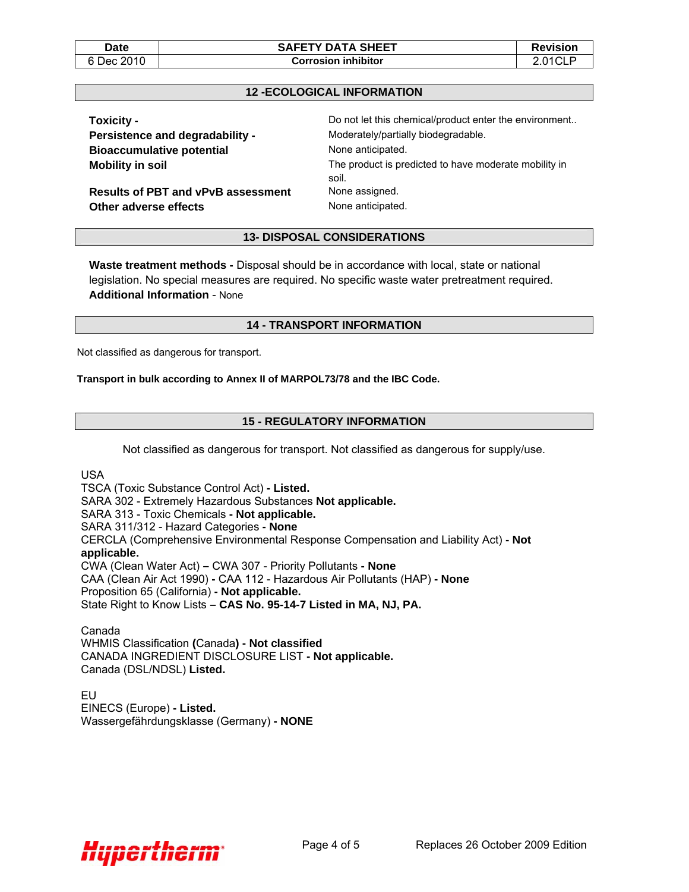## 12 -ECOLOGICAL INFORMATION

**Toxicity -** Do not let this chemical/product enter the environment..

**Persistence and degradability -** Moderately/partially biodegradable.

**Bioaccumulative potential** None anticipated.

**Mobility in soil** The product is predicted to have moderate mobility in soil.

**Results of PBT and vPvB assessment** None assigned.

**Other adverse effects** None anticipated.

## 13- DISPOSAL CONSIDERATIONS

**Waste treatment methods -** Disposal should be in accordance with local, state or national legislation. No special measures are required. No specific waste water pretreatment required.

**Additional Information** - None

## 14 - TRANSPORT INFORMATION

Not classified as dangerous for transport.

**Transport in bulk according to Annex II of MARPOL73/78 and the IBC Code.**

## 15 - REGULATORY INFORMATION

Not classified as dangerous for transport. Not classified as dangerous for supply/use.

USA
TSCA (Toxic Substance Control Act) **- Listed.**
SARA 302 - Extremely Hazardous Substances **Not applicable.**
SARA 313 - Toxic Chemicals **- Not applicable.**
SARA 311/312 - Hazard Categories **- None**
CERCLA (Comprehensive Environmental Response Compensation and Liability Act) **- Not applicable.**
CWA (Clean Water Act) **–** CWA 307 - Priority Pollutants **- None**
CAA (Clean Air Act 1990) **-** CAA 112 - Hazardous Air Pollutants (HAP) **- None**
Proposition 65 (California) **- Not applicable.**
State Right to Know Lists **– CAS No. 95-14-7 Listed in MA, NJ, PA.**

Canada
WHMIS Classification **(**Canada**) - Not classified**
CANADA INGREDIENT DISCLOSURE LIST **- Not applicable.**
Canada (DSL/NDSL) **Listed.**

EU
EINECS (Europe) **- Listed.**
Wassergefährdungsklasse (Germany) **- NONE**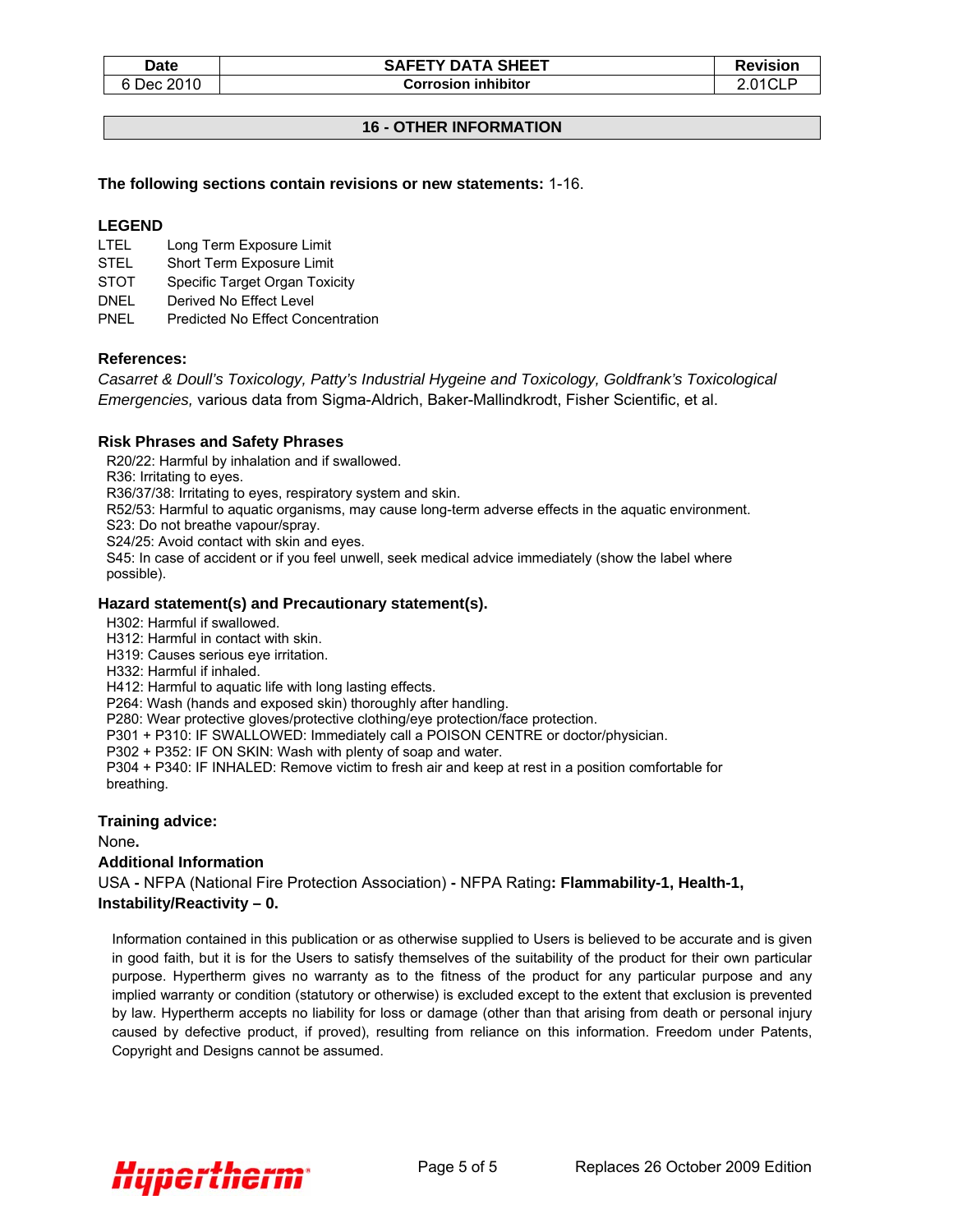| Date | SAFETY DATA SHEET | Revision |
| --- | --- | --- |
| 6 Dec 2010 | **Corrosion inhibitor** | 2.01CLP |

## 16 - OTHER INFORMATION

**The following sections contain revisions or new statements:** 1-16.

### LEGEND

| | |
| --- | --- |
| LTEL | Long Term Exposure Limit |
| STEL | Short Term Exposure Limit |
| STOT | Specific Target Organ Toxicity |
| DNEL | Derived No Effect Level |
| PNEL | Predicted No Effect Concentration |

### References:

*Casarret & Doull's Toxicology, Patty's Industrial Hygeine and Toxicology, Goldfrank's Toxicological Emergencies,* various data from Sigma-Aldrich, Baker-Mallindkrodt, Fisher Scientific, et al.

### Risk Phrases and Safety Phrases

R20/22: Harmful by inhalation and if swallowed.
R36: Irritating to eyes.
R36/37/38: Irritating to eyes, respiratory system and skin.
R52/53: Harmful to aquatic organisms, may cause long-term adverse effects in the aquatic environment.
S23: Do not breathe vapour/spray.
S24/25: Avoid contact with skin and eyes.
S45: In case of accident or if you feel unwell, seek medical advice immediately (show the label where possible).

### Hazard statement(s) and Precautionary statement(s).

H302: Harmful if swallowed.
H312: Harmful in contact with skin.
H319: Causes serious eye irritation.
H332: Harmful if inhaled.
H412: Harmful to aquatic life with long lasting effects.
P264: Wash (hands and exposed skin) thoroughly after handling.
P280: Wear protective gloves/protective clothing/eye protection/face protection.
P301 + P310: IF SWALLOWED: Immediately call a POISON CENTRE or doctor/physician.
P302 + P352: IF ON SKIN: Wash with plenty of soap and water.
P304 + P340: IF INHALED: Remove victim to fresh air and keep at rest in a position comfortable for breathing.

### Training advice:

None**.**

### Additional Information

USA **-** NFPA (National Fire Protection Association) **-** NFPA Rating**: Flammability-1, Health-1, Instability/Reactivity – 0.**

Information contained in this publication or as otherwise supplied to Users is believed to be accurate and is given in good faith, but it is for the Users to satisfy themselves of the suitability of the product for their own particular purpose. Hypertherm gives no warranty as to the fitness of the product for any particular purpose and any implied warranty or condition (statutory or otherwise) is excluded except to the extent that exclusion is prevented by law. Hypertherm accepts no liability for loss or damage (other than that arising from death or personal injury caused by defective product, if proved), resulting from reliance on this information. Freedom under Patents, Copyright and Designs cannot be assumed.

Replaces 26 October 2009 Edition